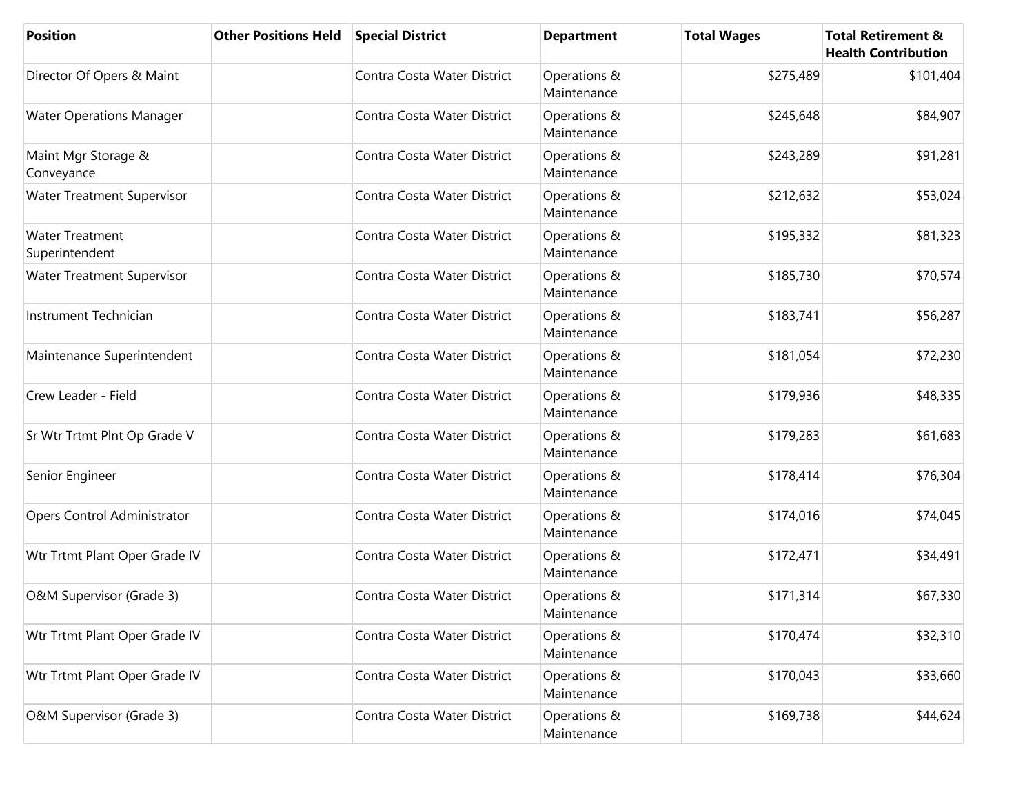| Position | Other Positions Held | Special District | Department | Total Wages | Total Retirement & Health Contribution |
|---|---|---|---|---|---|
| Director Of Opers & Maint | | Contra Costa Water District | Operations & Maintenance | $275,489 | $101,404 |
| Water Operations Manager | | Contra Costa Water District | Operations & Maintenance | $245,648 | $84,907 |
| Maint Mgr Storage & Conveyance | | Contra Costa Water District | Operations & Maintenance | $243,289 | $91,281 |
| Water Treatment Supervisor | | Contra Costa Water District | Operations & Maintenance | $212,632 | $53,024 |
| Water Treatment Superintendent | | Contra Costa Water District | Operations & Maintenance | $195,332 | $81,323 |
| Water Treatment Supervisor | | Contra Costa Water District | Operations & Maintenance | $185,730 | $70,574 |
| Instrument Technician | | Contra Costa Water District | Operations & Maintenance | $183,741 | $56,287 |
| Maintenance Superintendent | | Contra Costa Water District | Operations & Maintenance | $181,054 | $72,230 |
| Crew Leader - Field | | Contra Costa Water District | Operations & Maintenance | $179,936 | $48,335 |
| Sr Wtr Trtmt Plnt Op Grade V | | Contra Costa Water District | Operations & Maintenance | $179,283 | $61,683 |
| Senior Engineer | | Contra Costa Water District | Operations & Maintenance | $178,414 | $76,304 |
| Opers Control Administrator | | Contra Costa Water District | Operations & Maintenance | $174,016 | $74,045 |
| Wtr Trtmt Plant Oper Grade IV | | Contra Costa Water District | Operations & Maintenance | $172,471 | $34,491 |
| O&M Supervisor (Grade 3) | | Contra Costa Water District | Operations & Maintenance | $171,314 | $67,330 |
| Wtr Trtmt Plant Oper Grade IV | | Contra Costa Water District | Operations & Maintenance | $170,474 | $32,310 |
| Wtr Trtmt Plant Oper Grade IV | | Contra Costa Water District | Operations & Maintenance | $170,043 | $33,660 |
| O&M Supervisor (Grade 3) | | Contra Costa Water District | Operations & Maintenance | $169,738 | $44,624 |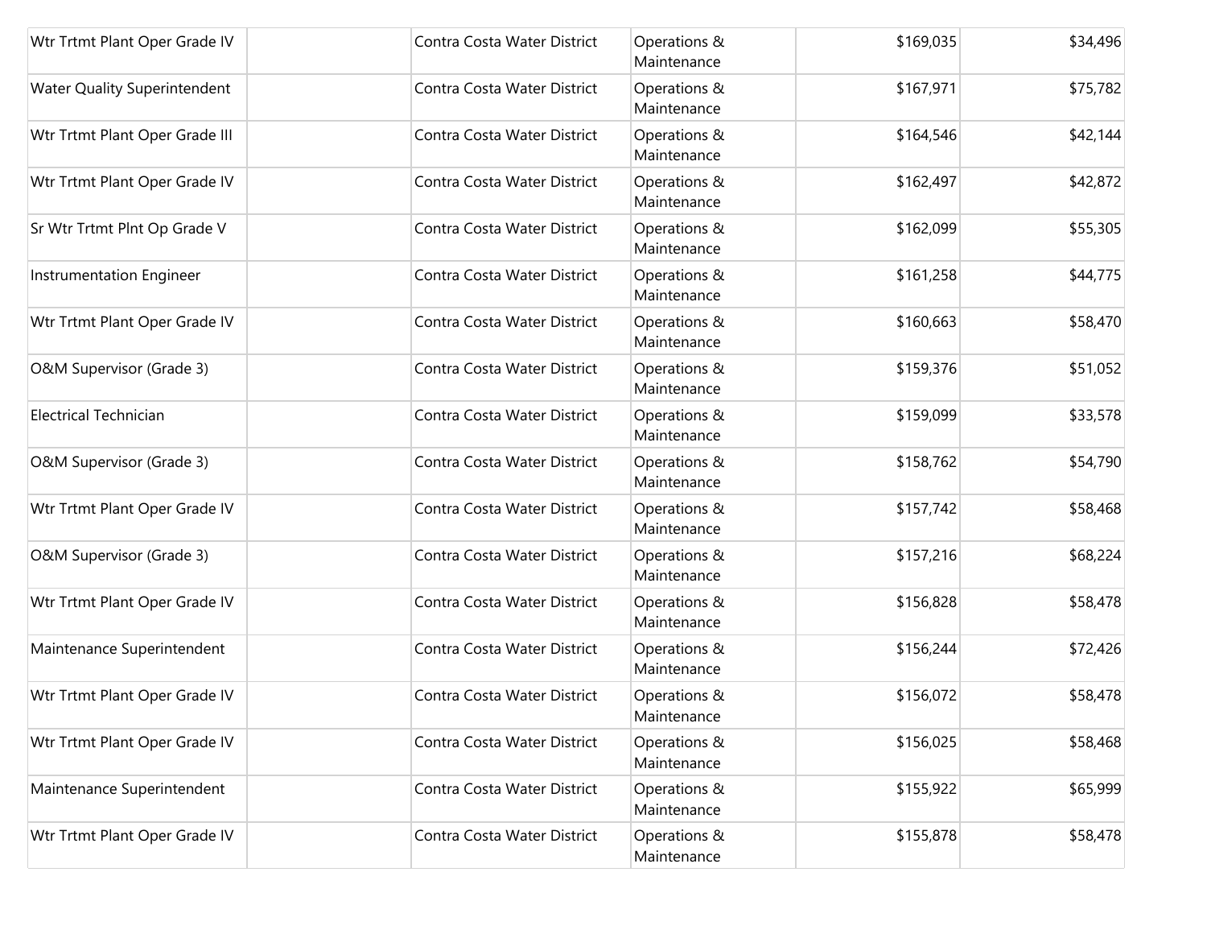| | | | | | |
|---|---|---|---|---|---|
| Wtr Trtmt Plant Oper Grade IV | | Contra Costa Water District | Operations & Maintenance | $169,035 | $34,496 |
| Water Quality Superintendent | | Contra Costa Water District | Operations & Maintenance | $167,971 | $75,782 |
| Wtr Trtmt Plant Oper Grade III | | Contra Costa Water District | Operations & Maintenance | $164,546 | $42,144 |
| Wtr Trtmt Plant Oper Grade IV | | Contra Costa Water District | Operations & Maintenance | $162,497 | $42,872 |
| Sr Wtr Trtmt Plnt Op Grade V | | Contra Costa Water District | Operations & Maintenance | $162,099 | $55,305 |
| Instrumentation Engineer | | Contra Costa Water District | Operations & Maintenance | $161,258 | $44,775 |
| Wtr Trtmt Plant Oper Grade IV | | Contra Costa Water District | Operations & Maintenance | $160,663 | $58,470 |
| O&M Supervisor (Grade 3) | | Contra Costa Water District | Operations & Maintenance | $159,376 | $51,052 |
| Electrical Technician | | Contra Costa Water District | Operations & Maintenance | $159,099 | $33,578 |
| O&M Supervisor (Grade 3) | | Contra Costa Water District | Operations & Maintenance | $158,762 | $54,790 |
| Wtr Trtmt Plant Oper Grade IV | | Contra Costa Water District | Operations & Maintenance | $157,742 | $58,468 |
| O&M Supervisor (Grade 3) | | Contra Costa Water District | Operations & Maintenance | $157,216 | $68,224 |
| Wtr Trtmt Plant Oper Grade IV | | Contra Costa Water District | Operations & Maintenance | $156,828 | $58,478 |
| Maintenance Superintendent | | Contra Costa Water District | Operations & Maintenance | $156,244 | $72,426 |
| Wtr Trtmt Plant Oper Grade IV | | Contra Costa Water District | Operations & Maintenance | $156,072 | $58,478 |
| Wtr Trtmt Plant Oper Grade IV | | Contra Costa Water District | Operations & Maintenance | $156,025 | $58,468 |
| Maintenance Superintendent | | Contra Costa Water District | Operations & Maintenance | $155,922 | $65,999 |
| Wtr Trtmt Plant Oper Grade IV | | Contra Costa Water District | Operations & Maintenance | $155,878 | $58,478 |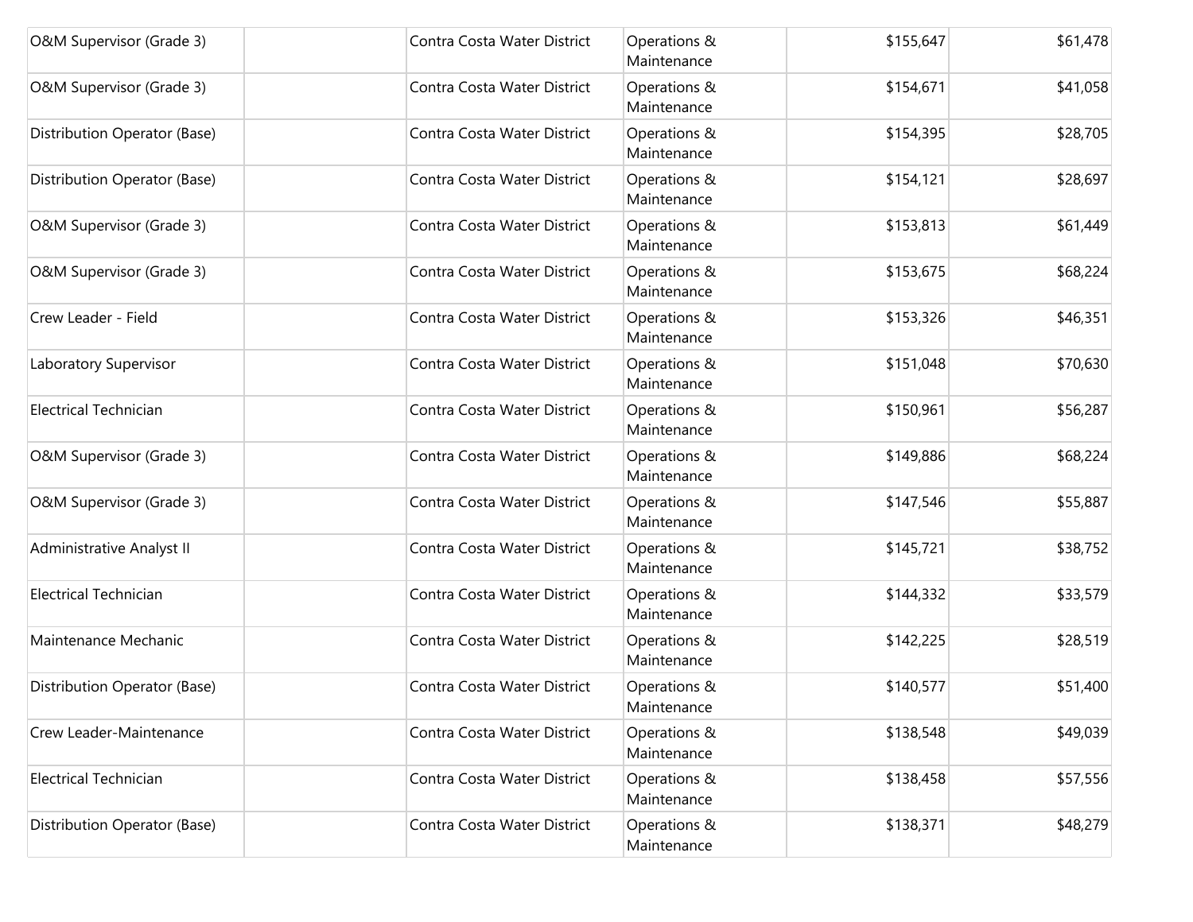| | | | | | |
|---|---|---|---|---|---|
| O&M Supervisor (Grade 3) | | Contra Costa Water District | Operations & Maintenance | $155,647 | $61,478 |
| O&M Supervisor (Grade 3) | | Contra Costa Water District | Operations & Maintenance | $154,671 | $41,058 |
| Distribution Operator (Base) | | Contra Costa Water District | Operations & Maintenance | $154,395 | $28,705 |
| Distribution Operator (Base) | | Contra Costa Water District | Operations & Maintenance | $154,121 | $28,697 |
| O&M Supervisor (Grade 3) | | Contra Costa Water District | Operations & Maintenance | $153,813 | $61,449 |
| O&M Supervisor (Grade 3) | | Contra Costa Water District | Operations & Maintenance | $153,675 | $68,224 |
| Crew Leader - Field | | Contra Costa Water District | Operations & Maintenance | $153,326 | $46,351 |
| Laboratory Supervisor | | Contra Costa Water District | Operations & Maintenance | $151,048 | $70,630 |
| Electrical Technician | | Contra Costa Water District | Operations & Maintenance | $150,961 | $56,287 |
| O&M Supervisor (Grade 3) | | Contra Costa Water District | Operations & Maintenance | $149,886 | $68,224 |
| O&M Supervisor (Grade 3) | | Contra Costa Water District | Operations & Maintenance | $147,546 | $55,887 |
| Administrative Analyst II | | Contra Costa Water District | Operations & Maintenance | $145,721 | $38,752 |
| Electrical Technician | | Contra Costa Water District | Operations & Maintenance | $144,332 | $33,579 |
| Maintenance Mechanic | | Contra Costa Water District | Operations & Maintenance | $142,225 | $28,519 |
| Distribution Operator (Base) | | Contra Costa Water District | Operations & Maintenance | $140,577 | $51,400 |
| Crew Leader-Maintenance | | Contra Costa Water District | Operations & Maintenance | $138,548 | $49,039 |
| Electrical Technician | | Contra Costa Water District | Operations & Maintenance | $138,458 | $57,556 |
| Distribution Operator (Base) | | Contra Costa Water District | Operations & Maintenance | $138,371 | $48,279 |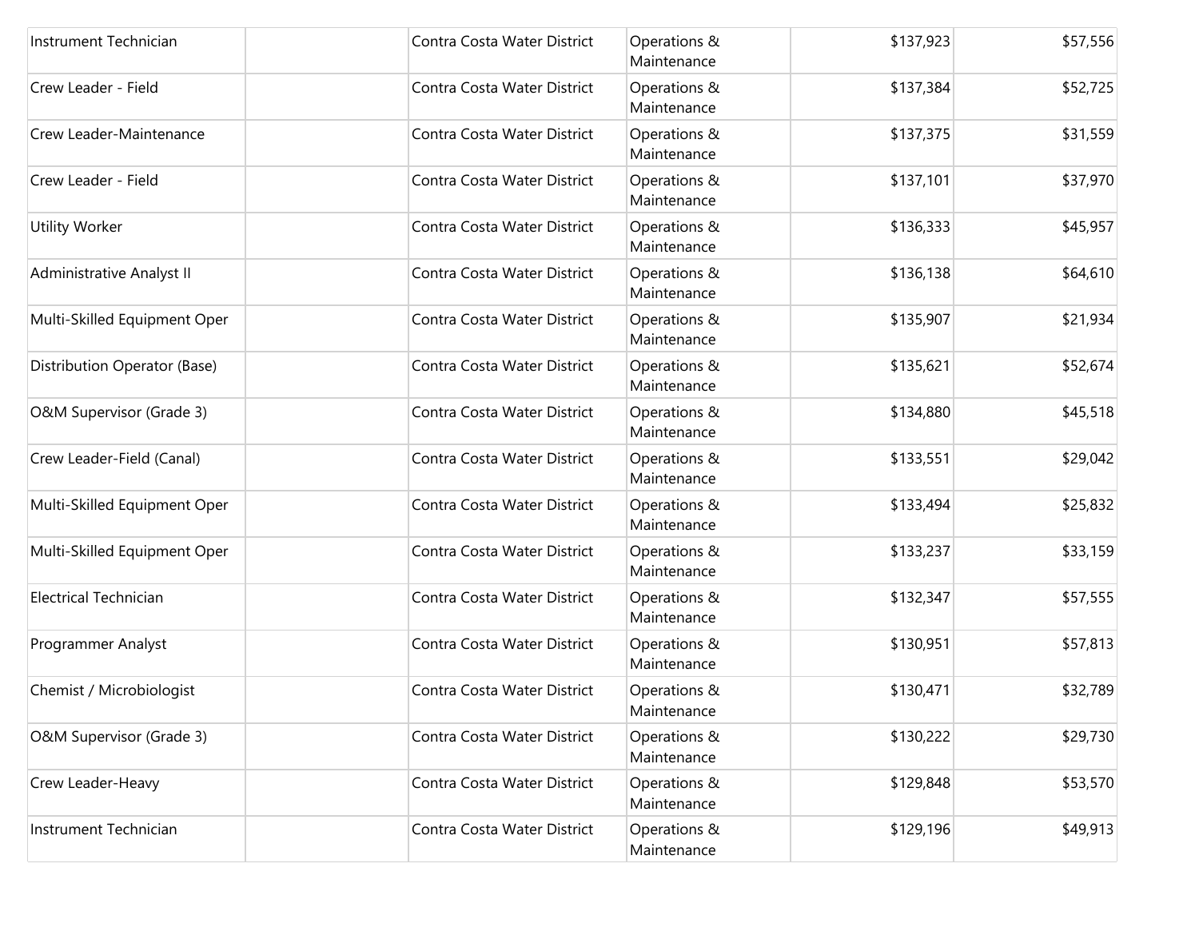| | | | | | |
|---|---|---|---|---|---|
| Instrument Technician | | Contra Costa Water District | Operations & Maintenance | $137,923 | $57,556 |
| Crew Leader - Field | | Contra Costa Water District | Operations & Maintenance | $137,384 | $52,725 |
| Crew Leader-Maintenance | | Contra Costa Water District | Operations & Maintenance | $137,375 | $31,559 |
| Crew Leader - Field | | Contra Costa Water District | Operations & Maintenance | $137,101 | $37,970 |
| Utility Worker | | Contra Costa Water District | Operations & Maintenance | $136,333 | $45,957 |
| Administrative Analyst II | | Contra Costa Water District | Operations & Maintenance | $136,138 | $64,610 |
| Multi-Skilled Equipment Oper | | Contra Costa Water District | Operations & Maintenance | $135,907 | $21,934 |
| Distribution Operator (Base) | | Contra Costa Water District | Operations & Maintenance | $135,621 | $52,674 |
| O&M Supervisor (Grade 3) | | Contra Costa Water District | Operations & Maintenance | $134,880 | $45,518 |
| Crew Leader-Field (Canal) | | Contra Costa Water District | Operations & Maintenance | $133,551 | $29,042 |
| Multi-Skilled Equipment Oper | | Contra Costa Water District | Operations & Maintenance | $133,494 | $25,832 |
| Multi-Skilled Equipment Oper | | Contra Costa Water District | Operations & Maintenance | $133,237 | $33,159 |
| Electrical Technician | | Contra Costa Water District | Operations & Maintenance | $132,347 | $57,555 |
| Programmer Analyst | | Contra Costa Water District | Operations & Maintenance | $130,951 | $57,813 |
| Chemist / Microbiologist | | Contra Costa Water District | Operations & Maintenance | $130,471 | $32,789 |
| O&M Supervisor (Grade 3) | | Contra Costa Water District | Operations & Maintenance | $130,222 | $29,730 |
| Crew Leader-Heavy | | Contra Costa Water District | Operations & Maintenance | $129,848 | $53,570 |
| Instrument Technician | | Contra Costa Water District | Operations & Maintenance | $129,196 | $49,913 |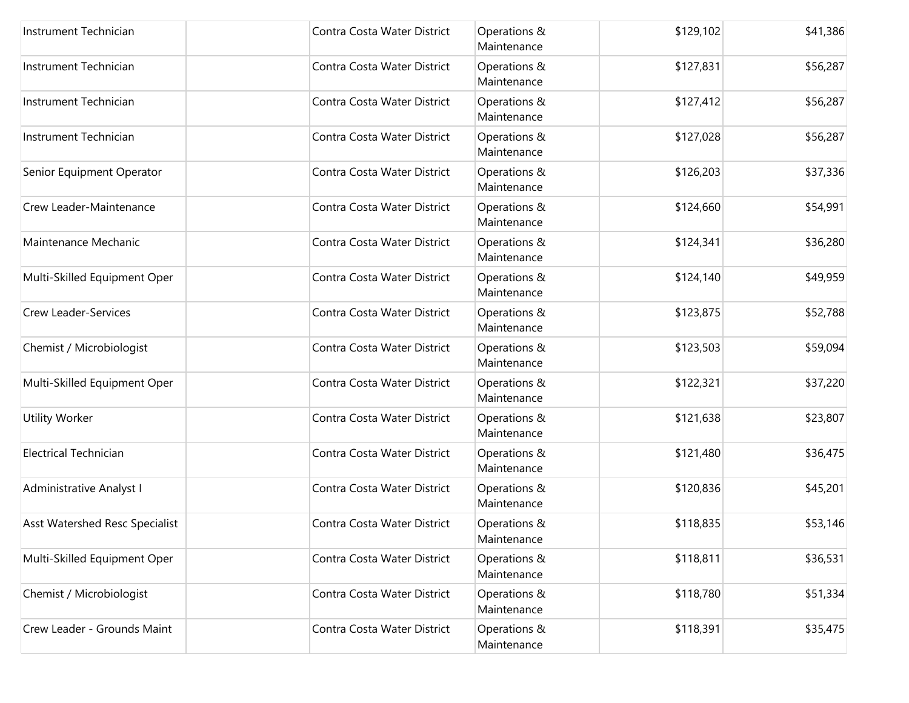| | | | | | |
|---|---|---|---|---|---|
| Instrument Technician | | Contra Costa Water District | Operations & Maintenance | $129,102 | $41,386 |
| Instrument Technician | | Contra Costa Water District | Operations & Maintenance | $127,831 | $56,287 |
| Instrument Technician | | Contra Costa Water District | Operations & Maintenance | $127,412 | $56,287 |
| Instrument Technician | | Contra Costa Water District | Operations & Maintenance | $127,028 | $56,287 |
| Senior Equipment Operator | | Contra Costa Water District | Operations & Maintenance | $126,203 | $37,336 |
| Crew Leader-Maintenance | | Contra Costa Water District | Operations & Maintenance | $124,660 | $54,991 |
| Maintenance Mechanic | | Contra Costa Water District | Operations & Maintenance | $124,341 | $36,280 |
| Multi-Skilled Equipment Oper | | Contra Costa Water District | Operations & Maintenance | $124,140 | $49,959 |
| Crew Leader-Services | | Contra Costa Water District | Operations & Maintenance | $123,875 | $52,788 |
| Chemist / Microbiologist | | Contra Costa Water District | Operations & Maintenance | $123,503 | $59,094 |
| Multi-Skilled Equipment Oper | | Contra Costa Water District | Operations & Maintenance | $122,321 | $37,220 |
| Utility Worker | | Contra Costa Water District | Operations & Maintenance | $121,638 | $23,807 |
| Electrical Technician | | Contra Costa Water District | Operations & Maintenance | $121,480 | $36,475 |
| Administrative Analyst I | | Contra Costa Water District | Operations & Maintenance | $120,836 | $45,201 |
| Asst Watershed Resc Specialist | | Contra Costa Water District | Operations & Maintenance | $118,835 | $53,146 |
| Multi-Skilled Equipment Oper | | Contra Costa Water District | Operations & Maintenance | $118,811 | $36,531 |
| Chemist / Microbiologist | | Contra Costa Water District | Operations & Maintenance | $118,780 | $51,334 |
| Crew Leader - Grounds Maint | | Contra Costa Water District | Operations & Maintenance | $118,391 | $35,475 |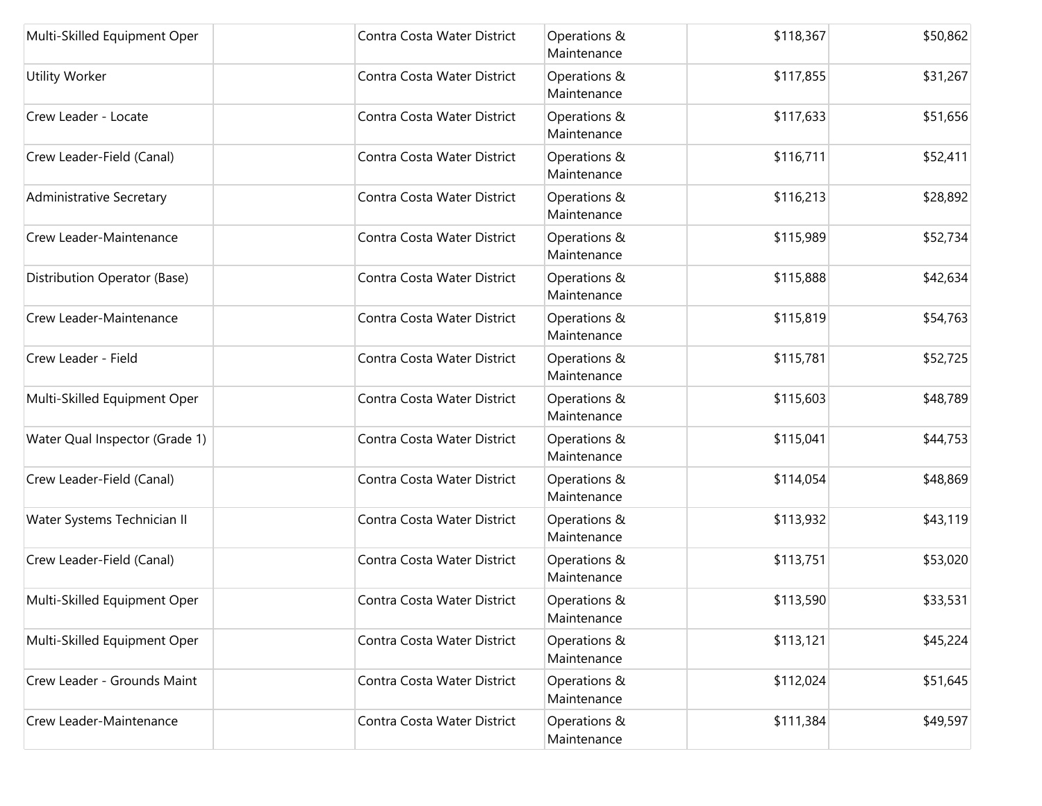| | | | | | |
|---|---|---|---|---|---|
| Multi-Skilled Equipment Oper | | Contra Costa Water District | Operations & Maintenance | $118,367 | $50,862 |
| Utility Worker | | Contra Costa Water District | Operations & Maintenance | $117,855 | $31,267 |
| Crew Leader - Locate | | Contra Costa Water District | Operations & Maintenance | $117,633 | $51,656 |
| Crew Leader-Field (Canal) | | Contra Costa Water District | Operations & Maintenance | $116,711 | $52,411 |
| Administrative Secretary | | Contra Costa Water District | Operations & Maintenance | $116,213 | $28,892 |
| Crew Leader-Maintenance | | Contra Costa Water District | Operations & Maintenance | $115,989 | $52,734 |
| Distribution Operator (Base) | | Contra Costa Water District | Operations & Maintenance | $115,888 | $42,634 |
| Crew Leader-Maintenance | | Contra Costa Water District | Operations & Maintenance | $115,819 | $54,763 |
| Crew Leader - Field | | Contra Costa Water District | Operations & Maintenance | $115,781 | $52,725 |
| Multi-Skilled Equipment Oper | | Contra Costa Water District | Operations & Maintenance | $115,603 | $48,789 |
| Water Qual Inspector (Grade 1) | | Contra Costa Water District | Operations & Maintenance | $115,041 | $44,753 |
| Crew Leader-Field (Canal) | | Contra Costa Water District | Operations & Maintenance | $114,054 | $48,869 |
| Water Systems Technician II | | Contra Costa Water District | Operations & Maintenance | $113,932 | $43,119 |
| Crew Leader-Field (Canal) | | Contra Costa Water District | Operations & Maintenance | $113,751 | $53,020 |
| Multi-Skilled Equipment Oper | | Contra Costa Water District | Operations & Maintenance | $113,590 | $33,531 |
| Multi-Skilled Equipment Oper | | Contra Costa Water District | Operations & Maintenance | $113,121 | $45,224 |
| Crew Leader - Grounds Maint | | Contra Costa Water District | Operations & Maintenance | $112,024 | $51,645 |
| Crew Leader-Maintenance | | Contra Costa Water District | Operations & Maintenance | $111,384 | $49,597 |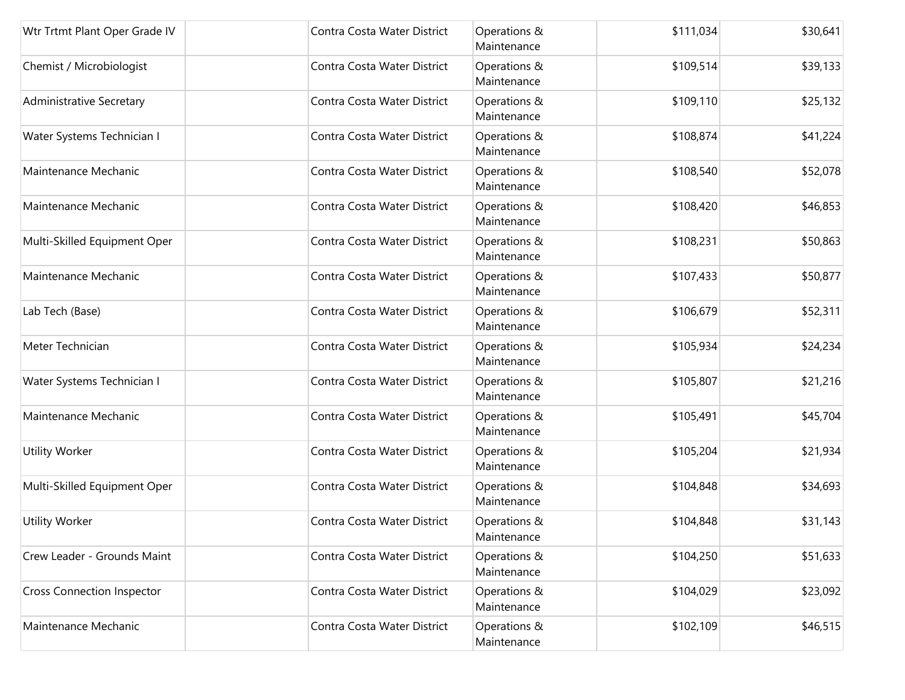| | | | | | |
|---|---|---|---|---|---|
| Wtr Trtmt Plant Oper Grade IV | | Contra Costa Water District | Operations & Maintenance | $111,034 | $30,641 |
| Chemist / Microbiologist | | Contra Costa Water District | Operations & Maintenance | $109,514 | $39,133 |
| Administrative Secretary | | Contra Costa Water District | Operations & Maintenance | $109,110 | $25,132 |
| Water Systems Technician I | | Contra Costa Water District | Operations & Maintenance | $108,874 | $41,224 |
| Maintenance Mechanic | | Contra Costa Water District | Operations & Maintenance | $108,540 | $52,078 |
| Maintenance Mechanic | | Contra Costa Water District | Operations & Maintenance | $108,420 | $46,853 |
| Multi-Skilled Equipment Oper | | Contra Costa Water District | Operations & Maintenance | $108,231 | $50,863 |
| Maintenance Mechanic | | Contra Costa Water District | Operations & Maintenance | $107,433 | $50,877 |
| Lab Tech (Base) | | Contra Costa Water District | Operations & Maintenance | $106,679 | $52,311 |
| Meter Technician | | Contra Costa Water District | Operations & Maintenance | $105,934 | $24,234 |
| Water Systems Technician I | | Contra Costa Water District | Operations & Maintenance | $105,807 | $21,216 |
| Maintenance Mechanic | | Contra Costa Water District | Operations & Maintenance | $105,491 | $45,704 |
| Utility Worker | | Contra Costa Water District | Operations & Maintenance | $105,204 | $21,934 |
| Multi-Skilled Equipment Oper | | Contra Costa Water District | Operations & Maintenance | $104,848 | $34,693 |
| Utility Worker | | Contra Costa Water District | Operations & Maintenance | $104,848 | $31,143 |
| Crew Leader - Grounds Maint | | Contra Costa Water District | Operations & Maintenance | $104,250 | $51,633 |
| Cross Connection Inspector | | Contra Costa Water District | Operations & Maintenance | $104,029 | $23,092 |
| Maintenance Mechanic | | Contra Costa Water District | Operations & Maintenance | $102,109 | $46,515 |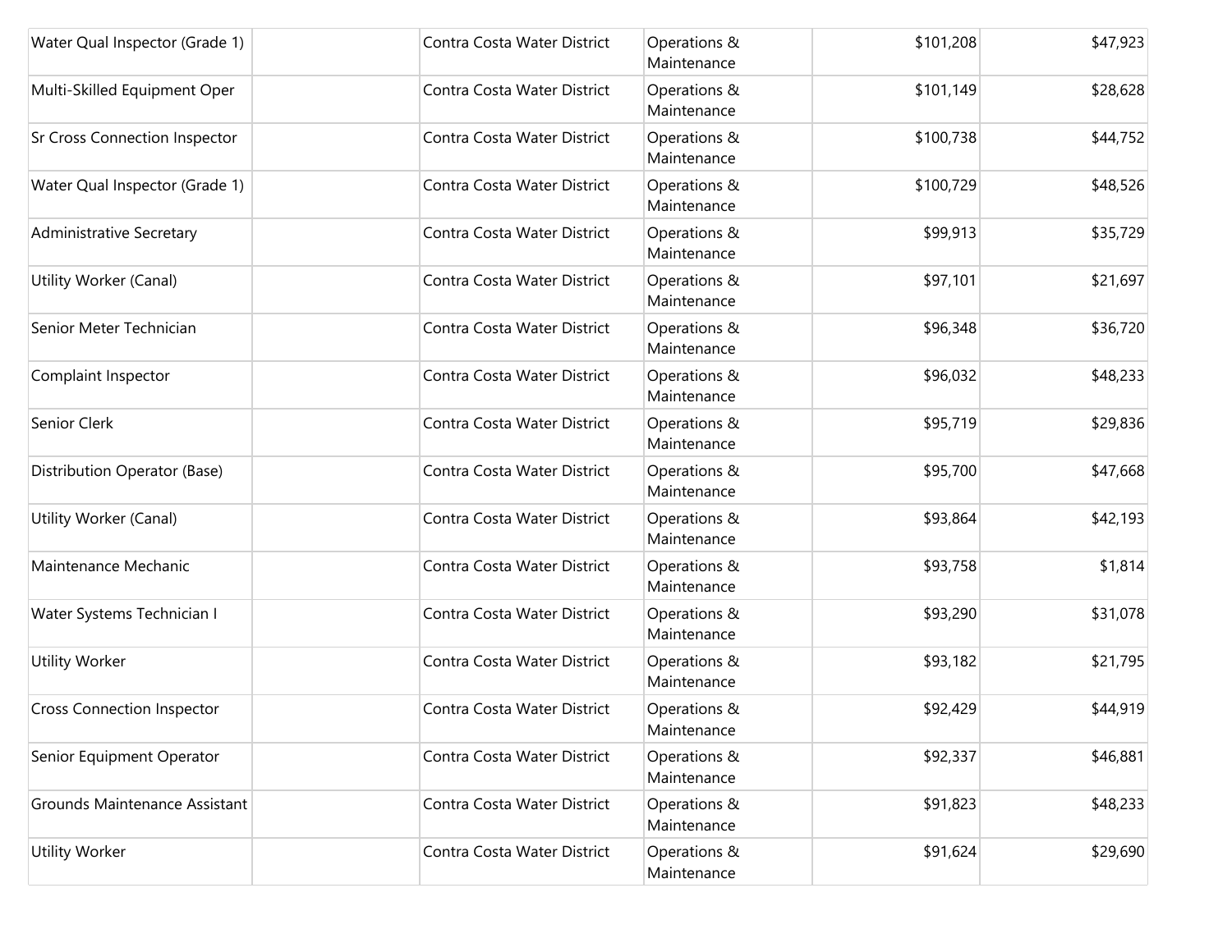| | | | | | |
|---|---|---|---|---|---|
| Water Qual Inspector (Grade 1) | | Contra Costa Water District | Operations & Maintenance | $101,208 | $47,923 |
| Multi-Skilled Equipment Oper | | Contra Costa Water District | Operations & Maintenance | $101,149 | $28,628 |
| Sr Cross Connection Inspector | | Contra Costa Water District | Operations & Maintenance | $100,738 | $44,752 |
| Water Qual Inspector (Grade 1) | | Contra Costa Water District | Operations & Maintenance | $100,729 | $48,526 |
| Administrative Secretary | | Contra Costa Water District | Operations & Maintenance | $99,913 | $35,729 |
| Utility Worker (Canal) | | Contra Costa Water District | Operations & Maintenance | $97,101 | $21,697 |
| Senior Meter Technician | | Contra Costa Water District | Operations & Maintenance | $96,348 | $36,720 |
| Complaint Inspector | | Contra Costa Water District | Operations & Maintenance | $96,032 | $48,233 |
| Senior Clerk | | Contra Costa Water District | Operations & Maintenance | $95,719 | $29,836 |
| Distribution Operator (Base) | | Contra Costa Water District | Operations & Maintenance | $95,700 | $47,668 |
| Utility Worker (Canal) | | Contra Costa Water District | Operations & Maintenance | $93,864 | $42,193 |
| Maintenance Mechanic | | Contra Costa Water District | Operations & Maintenance | $93,758 | $1,814 |
| Water Systems Technician I | | Contra Costa Water District | Operations & Maintenance | $93,290 | $31,078 |
| Utility Worker | | Contra Costa Water District | Operations & Maintenance | $93,182 | $21,795 |
| Cross Connection Inspector | | Contra Costa Water District | Operations & Maintenance | $92,429 | $44,919 |
| Senior Equipment Operator | | Contra Costa Water District | Operations & Maintenance | $92,337 | $46,881 |
| Grounds Maintenance Assistant | | Contra Costa Water District | Operations & Maintenance | $91,823 | $48,233 |
| Utility Worker | | Contra Costa Water District | Operations & Maintenance | $91,624 | $29,690 |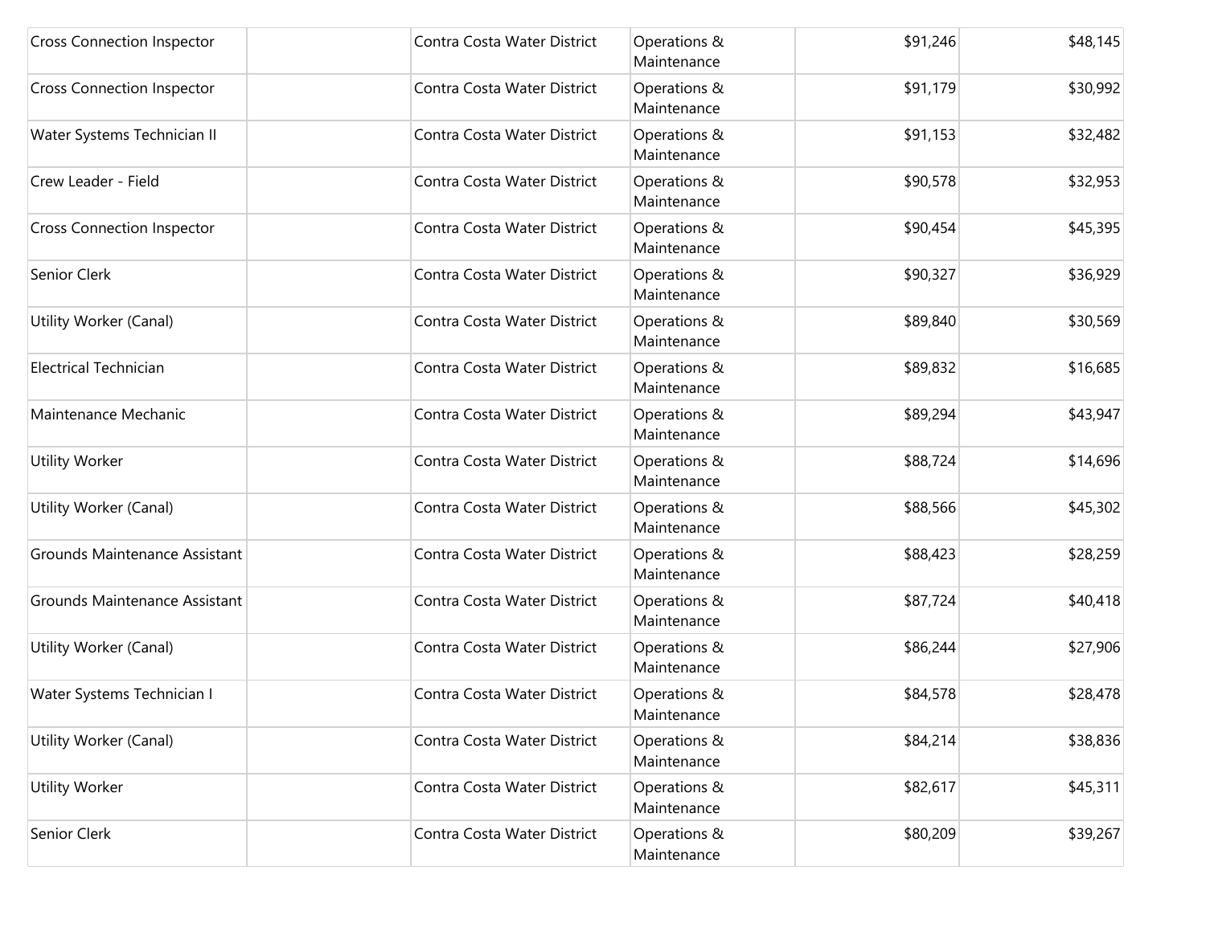| | | | | | |
|---|---|---|---|---|---|
| Cross Connection Inspector | | Contra Costa Water District | Operations & Maintenance | $91,246 | $48,145 |
| Cross Connection Inspector | | Contra Costa Water District | Operations & Maintenance | $91,179 | $30,992 |
| Water Systems Technician II | | Contra Costa Water District | Operations & Maintenance | $91,153 | $32,482 |
| Crew Leader - Field | | Contra Costa Water District | Operations & Maintenance | $90,578 | $32,953 |
| Cross Connection Inspector | | Contra Costa Water District | Operations & Maintenance | $90,454 | $45,395 |
| Senior Clerk | | Contra Costa Water District | Operations & Maintenance | $90,327 | $36,929 |
| Utility Worker (Canal) | | Contra Costa Water District | Operations & Maintenance | $89,840 | $30,569 |
| Electrical Technician | | Contra Costa Water District | Operations & Maintenance | $89,832 | $16,685 |
| Maintenance Mechanic | | Contra Costa Water District | Operations & Maintenance | $89,294 | $43,947 |
| Utility Worker | | Contra Costa Water District | Operations & Maintenance | $88,724 | $14,696 |
| Utility Worker (Canal) | | Contra Costa Water District | Operations & Maintenance | $88,566 | $45,302 |
| Grounds Maintenance Assistant | | Contra Costa Water District | Operations & Maintenance | $88,423 | $28,259 |
| Grounds Maintenance Assistant | | Contra Costa Water District | Operations & Maintenance | $87,724 | $40,418 |
| Utility Worker (Canal) | | Contra Costa Water District | Operations & Maintenance | $86,244 | $27,906 |
| Water Systems Technician I | | Contra Costa Water District | Operations & Maintenance | $84,578 | $28,478 |
| Utility Worker (Canal) | | Contra Costa Water District | Operations & Maintenance | $84,214 | $38,836 |
| Utility Worker | | Contra Costa Water District | Operations & Maintenance | $82,617 | $45,311 |
| Senior Clerk | | Contra Costa Water District | Operations & Maintenance | $80,209 | $39,267 |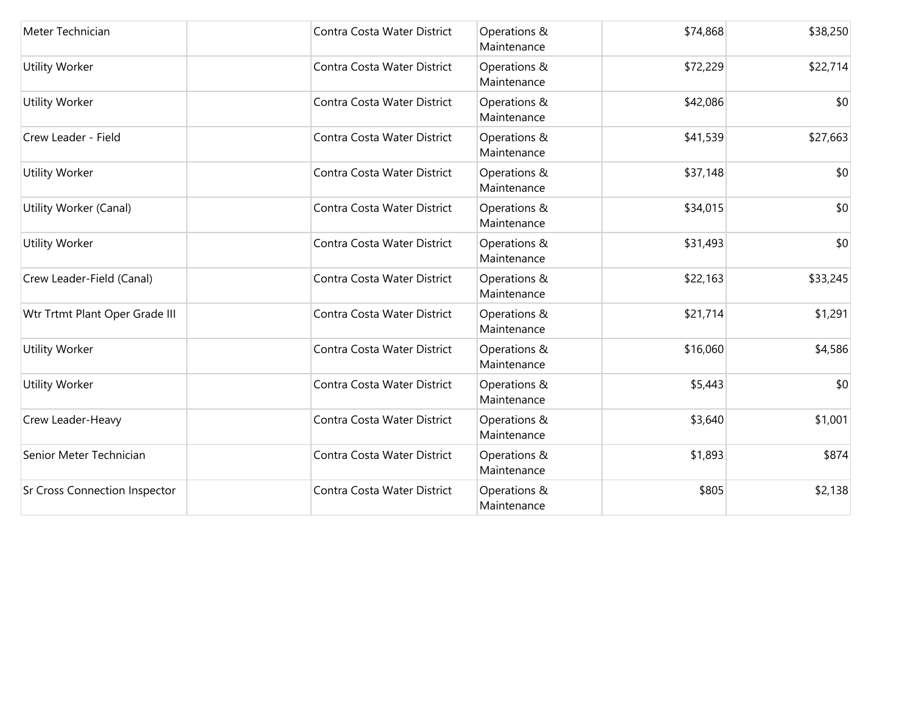| | | | | | |
|---|---|---|---|---|---|
| Meter Technician | | Contra Costa Water District | Operations & Maintenance | $74,868 | $38,250 |
| Utility Worker | | Contra Costa Water District | Operations & Maintenance | $72,229 | $22,714 |
| Utility Worker | | Contra Costa Water District | Operations & Maintenance | $42,086 | $0 |
| Crew Leader - Field | | Contra Costa Water District | Operations & Maintenance | $41,539 | $27,663 |
| Utility Worker | | Contra Costa Water District | Operations & Maintenance | $37,148 | $0 |
| Utility Worker (Canal) | | Contra Costa Water District | Operations & Maintenance | $34,015 | $0 |
| Utility Worker | | Contra Costa Water District | Operations & Maintenance | $31,493 | $0 |
| Crew Leader-Field (Canal) | | Contra Costa Water District | Operations & Maintenance | $22,163 | $33,245 |
| Wtr Trtmt Plant Oper Grade III | | Contra Costa Water District | Operations & Maintenance | $21,714 | $1,291 |
| Utility Worker | | Contra Costa Water District | Operations & Maintenance | $16,060 | $4,586 |
| Utility Worker | | Contra Costa Water District | Operations & Maintenance | $5,443 | $0 |
| Crew Leader-Heavy | | Contra Costa Water District | Operations & Maintenance | $3,640 | $1,001 |
| Senior Meter Technician | | Contra Costa Water District | Operations & Maintenance | $1,893 | $874 |
| Sr Cross Connection Inspector | | Contra Costa Water District | Operations & Maintenance | $805 | $2,138 |